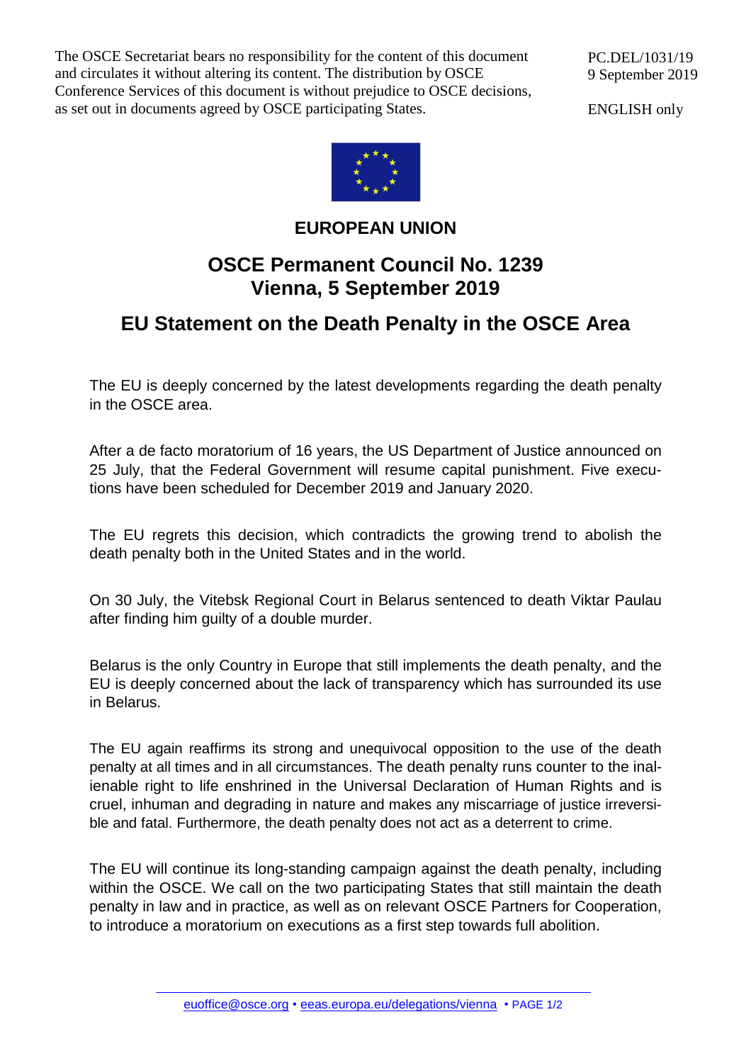The OSCE Secretariat bears no responsibility for the content of this document and circulates it without altering its content. The distribution by OSCE Conference Services of this document is without prejudice to OSCE decisions, as set out in documents agreed by OSCE participating States.

PC.DEL/1031/19
9 September 2019

ENGLISH only

# EUROPEAN UNION

## OSCE Permanent Council No. 1239
## Vienna, 5 September 2019

## EU Statement on the Death Penalty in the OSCE Area

The EU is deeply concerned by the latest developments regarding the death penalty in the OSCE area.

After a de facto moratorium of 16 years, the US Department of Justice announced on 25 July, that the Federal Government will resume capital punishment. Five executions have been scheduled for December 2019 and January 2020.

The EU regrets this decision, which contradicts the growing trend to abolish the death penalty both in the United States and in the world.

On 30 July, the Vitebsk Regional Court in Belarus sentenced to death Viktar Paulau after finding him guilty of a double murder.

Belarus is the only Country in Europe that still implements the death penalty, and the EU is deeply concerned about the lack of transparency which has surrounded its use in Belarus.

The EU again reaffirms its strong and unequivocal opposition to the use of the death penalty at all times and in all circumstances. The death penalty runs counter to the inalienable right to life enshrined in the Universal Declaration of Human Rights and is cruel, inhuman and degrading in nature and makes any miscarriage of justice irreversible and fatal. Furthermore, the death penalty does not act as a deterrent to crime.

The EU will continue its long-standing campaign against the death penalty, including within the OSCE. We call on the two participating States that still maintain the death penalty in law and in practice, as well as on relevant OSCE Partners for Cooperation, to introduce a moratorium on executions as a first step towards full abolition.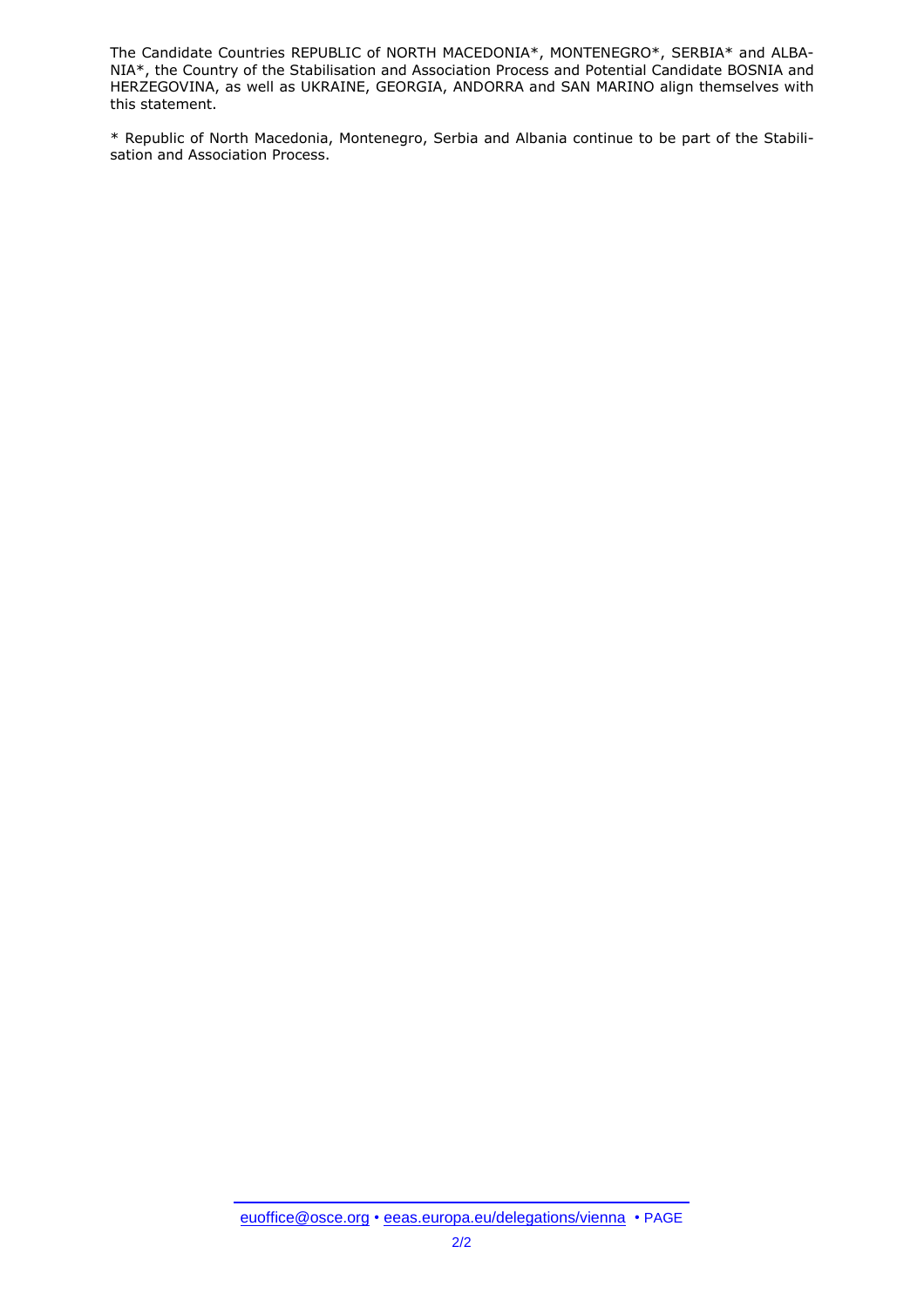The Candidate Countries REPUBLIC of NORTH MACEDONIA*, MONTENEGRO*, SERBIA* and ALBANIA*, the Country of the Stabilisation and Association Process and Potential Candidate BOSNIA and HERZEGOVINA, as well as UKRAINE, GEORGIA, ANDORRA and SAN MARINO align themselves with this statement.

* Republic of North Macedonia, Montenegro, Serbia and Albania continue to be part of the Stabilisation and Association Process.